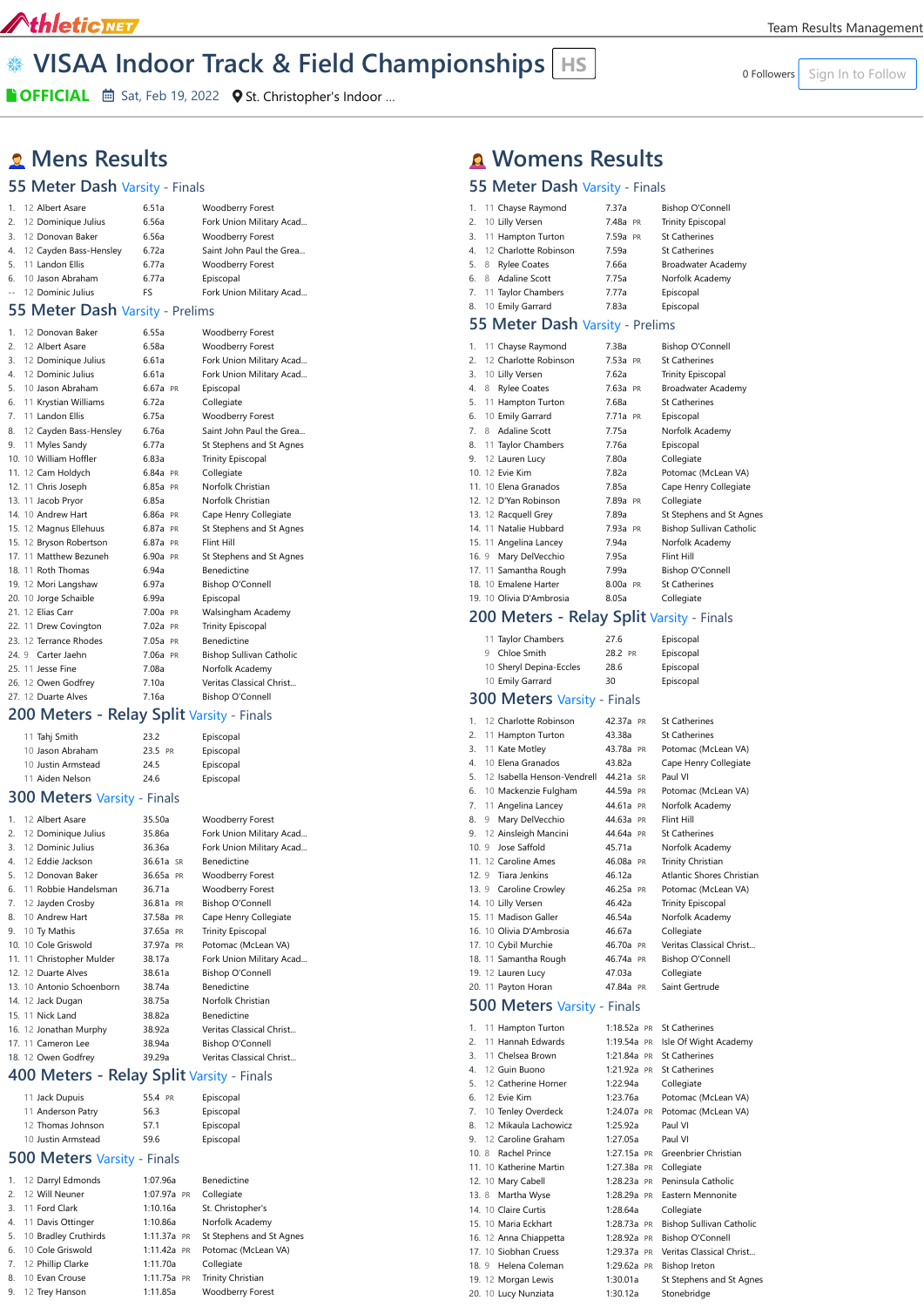athleticNET — Team Results Management

# VISAA Indoor Track & Field Championships HS

OFFICIAL · Sat, Feb 19, 2022 · St. Christopher's Indoor ...

0 Followers · Sign In to Follow

## Mens Results

### 55 Meter Dash Varsity - Finals

| Place | Grade | Name | Mark | | Team |
|---|---|---|---|---|---|
| 1. | 12 | Albert Asare | 6.51a | | Woodberry Forest |
| 2. | 12 | Dominique Julius | 6.56a | | Fork Union Military Acad... |
| 3. | 12 | Donovan Baker | 6.56a | | Woodberry Forest |
| 4. | 12 | Cayden Bass-Hensley | 6.72a | | Saint John Paul the Grea... |
| 5. | 11 | Landon Ellis | 6.77a | | Woodberry Forest |
| 6. | 10 | Jason Abraham | 6.77a | | Episcopal |
| -- | 12 | Dominic Julius | FS | | Fork Union Military Acad... |

### 55 Meter Dash Varsity - Prelims

| Place | Grade | Name | Mark | | Team |
|---|---|---|---|---|---|
| 1. | 12 | Donovan Baker | 6.55a | | Woodberry Forest |
| 2. | 12 | Albert Asare | 6.58a | | Woodberry Forest |
| 3. | 12 | Dominique Julius | 6.61a | | Fork Union Military Acad... |
| 4. | 12 | Dominic Julius | 6.61a | | Fork Union Military Acad... |
| 5. | 10 | Jason Abraham | 6.67a | PR | Episcopal |
| 6. | 11 | Krystian Williams | 6.72a | | Collegiate |
| 7. | 11 | Landon Ellis | 6.75a | | Woodberry Forest |
| 8. | 12 | Cayden Bass-Hensley | 6.76a | | Saint John Paul the Grea... |
| 9. | 11 | Myles Sandy | 6.77a | | St Stephens and St Agnes |
| 10. | 10 | William Hoffler | 6.83a | | Trinity Episcopal |
| 11. | 12 | Cam Holdych | 6.84a | PR | Collegiate |
| 12. | 11 | Chris Joseph | 6.85a | PR | Norfolk Christian |
| 13. | 11 | Jacob Pryor | 6.85a | | Norfolk Christian |
| 14. | 10 | Andrew Hart | 6.86a | PR | Cape Henry Collegiate |
| 15. | 12 | Magnus Ellehuus | 6.87a | PR | St Stephens and St Agnes |
| 16. | 12 | Bryson Robertson | 6.87a | PR | Flint Hill |
| 17. | 11 | Matthew Bezuneh | 6.90a | PR | St Stephens and St Agnes |
| 18. | 11 | Roth Thomas | 6.94a | | Benedictine |
| 19. | 12 | Mori Langshaw | 6.97a | | Bishop O'Connell |
| 20. | 10 | Jorge Schaible | 6.99a | | Episcopal |
| 21. | 12 | Elias Carr | 7.00a | PR | Walsingham Academy |
| 22. | 11 | Drew Covington | 7.02a | PR | Trinity Episcopal |
| 23. | 12 | Terrance Rhodes | 7.05a | PR | Benedictine |
| 24. | 9 | Carter Jaehn | 7.06a | PR | Bishop Sullivan Catholic |
| 25. | 11 | Jesse Fine | 7.08a | | Norfolk Academy |
| 26. | 12 | Owen Godfrey | 7.10a | | Veritas Classical Christ... |
| 27. | 12 | Duarte Alves | 7.16a | | Bishop O'Connell |

### 200 Meters - Relay Split Varsity - Finals

| Grade | Name | Mark | | Team |
|---|---|---|---|---|
| 11 | Tahj Smith | 23.2 | | Episcopal |
| 10 | Jason Abraham | 23.5 | PR | Episcopal |
| 10 | Justin Armstead | 24.5 | | Episcopal |
| 11 | Aiden Nelson | 24.6 | | Episcopal |

### 300 Meters Varsity - Finals

| Place | Grade | Name | Mark | | Team |
|---|---|---|---|---|---|
| 1. | 12 | Albert Asare | 35.50a | | Woodberry Forest |
| 2. | 12 | Dominique Julius | 35.86a | | Fork Union Military Acad... |
| 3. | 12 | Dominic Julius | 36.36a | | Fork Union Military Acad... |
| 4. | 12 | Eddie Jackson | 36.61a | SR | Benedictine |
| 5. | 12 | Donovan Baker | 36.65a | PR | Woodberry Forest |
| 6. | 11 | Robbie Handelsman | 36.71a | | Woodberry Forest |
| 7. | 12 | Jayden Crosby | 36.81a | PR | Bishop O'Connell |
| 8. | 10 | Andrew Hart | 37.58a | PR | Cape Henry Collegiate |
| 9. | 10 | Ty Mathis | 37.65a | PR | Trinity Episcopal |
| 10. | 10 | Cole Griswold | 37.97a | PR | Potomac (McLean VA) |
| 11. | 11 | Christopher Mulder | 38.17a | | Fork Union Military Acad... |
| 12. | 12 | Duarte Alves | 38.61a | | Bishop O'Connell |
| 13. | 10 | Antonio Schoenborn | 38.74a | | Benedictine |
| 14. | 12 | Jack Dugan | 38.75a | | Norfolk Christian |
| 15. | 11 | Nick Land | 38.82a | | Benedictine |
| 16. | 12 | Jonathan Murphy | 38.92a | | Veritas Classical Christ... |
| 17. | 11 | Cameron Lee | 38.94a | | Bishop O'Connell |
| 18. | 12 | Owen Godfrey | 39.29a | | Veritas Classical Christ... |

### 400 Meters - Relay Split Varsity - Finals

| Grade | Name | Mark | | Team |
|---|---|---|---|---|
| 11 | Jack Dupuis | 55.4 | PR | Episcopal |
| 11 | Anderson Patry | 56.3 | | Episcopal |
| 12 | Thomas Johnson | 57.1 | | Episcopal |
| 10 | Justin Armstead | 59.6 | | Episcopal |

### 500 Meters Varsity - Finals

| Place | Grade | Name | Mark | | Team |
|---|---|---|---|---|---|
| 1. | 12 | Darryl Edmonds | 1:07.96a | | Benedictine |
| 2. | 12 | Will Neuner | 1:07.97a | PR | Collegiate |
| 3. | 11 | Ford Clark | 1:10.16a | | St. Christopher's |
| 4. | 11 | Davis Ottinger | 1:10.86a | | Norfolk Academy |
| 5. | 10 | Bradley Cruthirds | 1:11.37a | PR | St Stephens and St Agnes |
| 6. | 10 | Cole Griswold | 1:11.42a | PR | Potomac (McLean VA) |
| 7. | 12 | Phillip Clarke | 1:11.70a | | Collegiate |
| 8. | 10 | Evan Crouse | 1:11.75a | PR | Trinity Christian |
| 9. | 12 | Trey Hanson | 1:11.85a | | Woodberry Forest |

## Womens Results

### 55 Meter Dash Varsity - Finals

| Place | Grade | Name | Mark | | Team |
|---|---|---|---|---|---|
| 1. | 11 | Chayse Raymond | 7.37a | | Bishop O'Connell |
| 2. | 10 | Lilly Versen | 7.48a | PR | Trinity Episcopal |
| 3. | 11 | Hampton Turton | 7.59a | PR | St Catherines |
| 4. | 12 | Charlotte Robinson | 7.59a | | St Catherines |
| 5. | 8 | Rylee Coates | 7.66a | | Broadwater Academy |
| 6. | 8 | Adaline Scott | 7.75a | | Norfolk Academy |
| 7. | 11 | Taylor Chambers | 7.77a | | Episcopal |
| 8. | 10 | Emily Garrard | 7.83a | | Episcopal |

### 55 Meter Dash Varsity - Prelims

| Place | Grade | Name | Mark | | Team |
|---|---|---|---|---|---|
| 1. | 11 | Chayse Raymond | 7.38a | | Bishop O'Connell |
| 2. | 12 | Charlotte Robinson | 7.53a | PR | St Catherines |
| 3. | 10 | Lilly Versen | 7.62a | | Trinity Episcopal |
| 4. | 8 | Rylee Coates | 7.63a | PR | Broadwater Academy |
| 5. | 11 | Hampton Turton | 7.68a | | St Catherines |
| 6. | 10 | Emily Garrard | 7.71a | PR | Episcopal |
| 7. | 8 | Adaline Scott | 7.75a | | Norfolk Academy |
| 8. | 11 | Taylor Chambers | 7.76a | | Episcopal |
| 9. | 12 | Lauren Lucy | 7.80a | | Collegiate |
| 10. | 12 | Evie Kim | 7.82a | | Potomac (McLean VA) |
| 11. | 10 | Elena Granados | 7.85a | | Cape Henry Collegiate |
| 12. | 12 | D'Yan Robinson | 7.89a | PR | Collegiate |
| 13. | 12 | Racquell Grey | 7.89a | | St Stephens and St Agnes |
| 14. | 11 | Natalie Hubbard | 7.93a | PR | Bishop Sullivan Catholic |
| 15. | 11 | Angelina Lancey | 7.94a | | Norfolk Academy |
| 16. | 9 | Mary DelVecchio | 7.95a | | Flint Hill |
| 17. | 11 | Samantha Rough | 7.99a | | Bishop O'Connell |
| 18. | 10 | Emalene Harter | 8.00a | PR | St Catherines |
| 19. | 10 | Olivia D'Ambrosia | 8.05a | | Collegiate |

### 200 Meters - Relay Split Varsity - Finals

| Grade | Name | Mark | | Team |
|---|---|---|---|---|
| 11 | Taylor Chambers | 27.6 | | Episcopal |
| 9 | Chloe Smith | 28.2 | PR | Episcopal |
| 10 | Sheryl Depina-Eccles | 28.6 | | Episcopal |
| 10 | Emily Garrard | 30 | | Episcopal |

### 300 Meters Varsity - Finals

| Place | Grade | Name | Mark | | Team |
|---|---|---|---|---|---|
| 1. | 12 | Charlotte Robinson | 42.37a | PR | St Catherines |
| 2. | 11 | Hampton Turton | 43.38a | | St Catherines |
| 3. | 11 | Kate Motley | 43.78a | PR | Potomac (McLean VA) |
| 4. | 10 | Elena Granados | 43.82a | | Cape Henry Collegiate |
| 5. | 12 | Isabella Henson-Vendrell | 44.21a | SR | Paul VI |
| 6. | 10 | Mackenzie Fulgham | 44.59a | PR | Potomac (McLean VA) |
| 7. | 11 | Angelina Lancey | 44.61a | PR | Norfolk Academy |
| 8. | 9 | Mary DelVecchio | 44.63a | PR | Flint Hill |
| 9. | 12 | Ainsleigh Mancini | 44.64a | PR | St Catherines |
| 10. | 9 | Jose Saffold | 45.71a | | Norfolk Academy |
| 11. | 12 | Caroline Ames | 46.08a | PR | Trinity Christian |
| 12. | 9 | Tiara Jenkins | 46.12a | | Atlantic Shores Christian |
| 13. | 9 | Caroline Crowley | 46.25a | PR | Potomac (McLean VA) |
| 14. | 10 | Lilly Versen | 46.42a | | Trinity Episcopal |
| 15. | 11 | Madison Galler | 46.54a | | Norfolk Academy |
| 16. | 10 | Olivia D'Ambrosia | 46.67a | | Collegiate |
| 17. | 10 | Cybil Murchie | 46.70a | PR | Veritas Classical Christ... |
| 18. | 11 | Samantha Rough | 46.74a | PR | Bishop O'Connell |
| 19. | 12 | Lauren Lucy | 47.03a | | Collegiate |
| 20. | 11 | Payton Horan | 47.84a | PR | Saint Gertrude |

### 500 Meters Varsity - Finals

| Place | Grade | Name | Mark | | Team |
|---|---|---|---|---|---|
| 1. | 11 | Hampton Turton | 1:18.52a | PR | St Catherines |
| 2. | 11 | Hannah Edwards | 1:19.54a | PR | Isle Of Wight Academy |
| 3. | 11 | Chelsea Brown | 1:21.84a | PR | St Catherines |
| 4. | 12 | Guin Buono | 1:21.92a | PR | St Catherines |
| 5. | 12 | Catherine Horner | 1:22.94a | | Collegiate |
| 6. | 12 | Evie Kim | 1:23.76a | | Potomac (McLean VA) |
| 7. | 10 | Tenley Overdeck | 1:24.07a | PR | Potomac (McLean VA) |
| 8. | 12 | Mikaula Lachowicz | 1:25.92a | | Paul VI |
| 9. | 12 | Caroline Graham | 1:27.05a | | Paul VI |
| 10. | 8 | Rachel Prince | 1:27.15a | PR | Greenbrier Christian |
| 11. | 10 | Katherine Martin | 1:27.38a | PR | Collegiate |
| 12. | 10 | Mary Cabell | 1:28.23a | PR | Peninsula Catholic |
| 13. | 8 | Martha Wyse | 1:28.29a | PR | Eastern Mennonite |
| 14. | 10 | Claire Curtis | 1:28.64a | | Collegiate |
| 15. | 10 | Maria Eckhart | 1:28.73a | PR | Bishop Sullivan Catholic |
| 16. | 12 | Anna Chiappetta | 1:28.92a | PR | Bishop O'Connell |
| 17. | 10 | Siobhan Cruess | 1:29.37a | PR | Veritas Classical Christ... |
| 18. | 9 | Helena Coleman | 1:29.62a | PR | Bishop Ireton |
| 19. | 12 | Morgan Lewis | 1:30.01a | | St Stephens and St Agnes |
| 20. | 10 | Lucy Nunziata | 1:30.12a | | Stonebridge |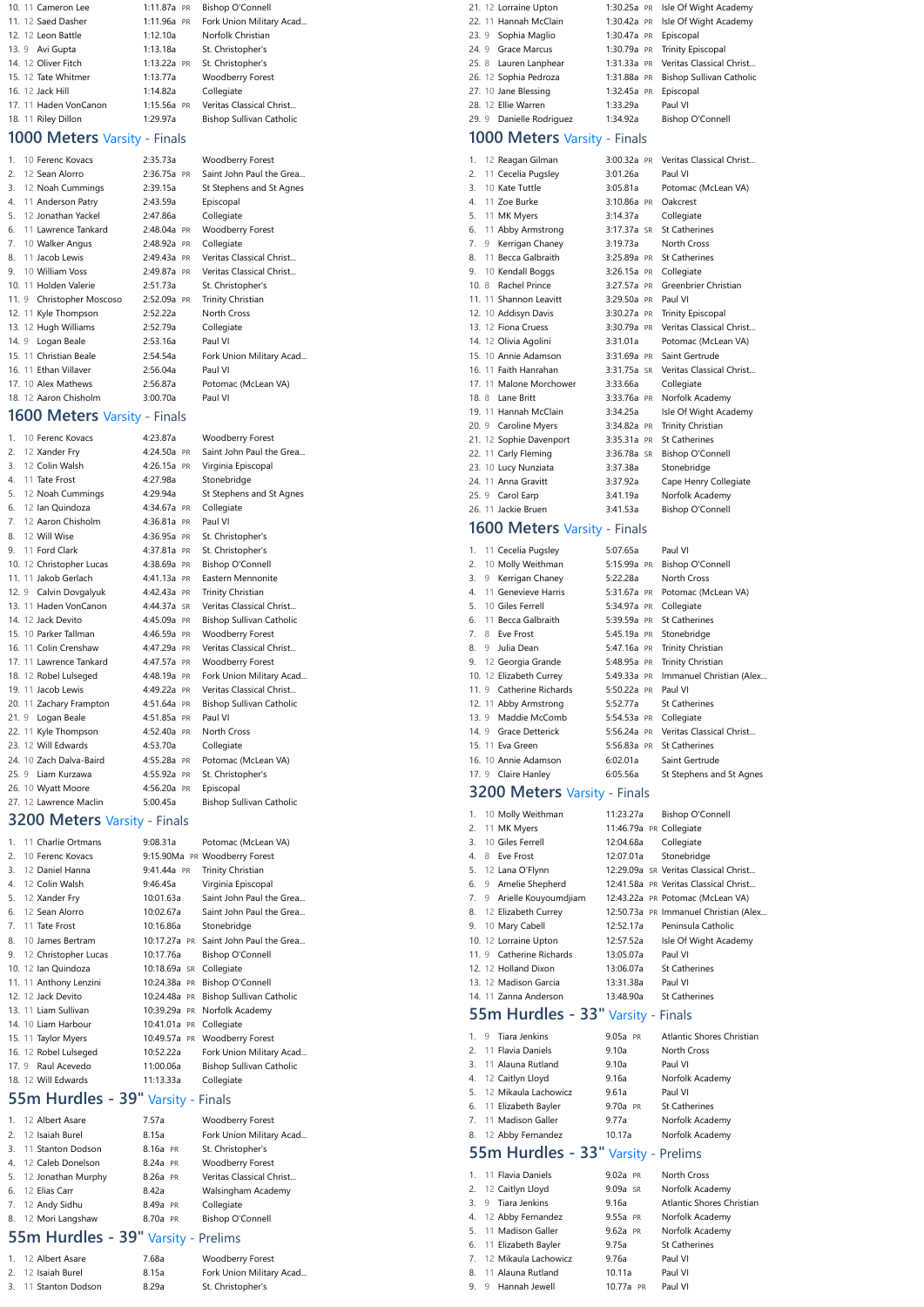| Place | Grade | Name | Time | PR | School |
|---|---|---|---|---|---|
| 10. | 11 | Cameron Lee | 1:11.87a | PR | Bishop O'Connell |
| 11. | 12 | Saed Dasher | 1:11.96a | PR | Fork Union Military Acad... |
| 12. | 12 | Leon Battle | 1:12.10a | | Norfolk Christian |
| 13. | 9 | Avi Gupta | 1:13.18a | | St. Christopher's |
| 14. | 12 | Oliver Fitch | 1:13.22a | PR | St. Christopher's |
| 15. | 12 | Tate Whitmer | 1:13.77a | | Woodberry Forest |
| 16. | 12 | Jack Hill | 1:14.82a | | Collegiate |
| 17. | 11 | Haden VonCanon | 1:15.56a | PR | Veritas Classical Christ... |
| 18. | 11 | Riley Dillon | 1:29.97a | | Bishop Sullivan Catholic |

## 1000 Meters Varsity - Finals

| Place | Grade | Name | Time | PR | School |
|---|---|---|---|---|---|
| 1. | 10 | Ferenc Kovacs | 2:35.73a | | Woodberry Forest |
| 2. | 12 | Sean Alorro | 2:36.75a | PR | Saint John Paul the Grea... |
| 3. | 12 | Noah Cummings | 2:39.15a | | St Stephens and St Agnes |
| 4. | 11 | Anderson Patry | 2:43.59a | | Episcopal |
| 5. | 12 | Jonathan Yackel | 2:47.86a | | Collegiate |
| 6. | 11 | Lawrence Tankard | 2:48.04a | PR | Woodberry Forest |
| 7. | 10 | Walker Angus | 2:48.92a | PR | Collegiate |
| 8. | 11 | Jacob Lewis | 2:49.43a | PR | Veritas Classical Christ... |
| 9. | 10 | William Voss | 2:49.87a | PR | Veritas Classical Christ... |
| 10. | 11 | Holden Valerie | 2:51.73a | | St. Christopher's |
| 11. | 9 | Christopher Moscoso | 2:52.09a | PR | Trinity Christian |
| 12. | 11 | Kyle Thompson | 2:52.22a | | North Cross |
| 13. | 12 | Hugh Williams | 2:52.79a | | Collegiate |
| 14. | 9 | Logan Beale | 2:53.16a | | Paul VI |
| 15. | 11 | Christian Beale | 2:54.54a | | Fork Union Military Acad... |
| 16. | 11 | Ethan Villaver | 2:56.04a | | Paul VI |
| 17. | 10 | Alex Mathews | 2:56.87a | | Potomac (McLean VA) |
| 18. | 12 | Aaron Chisholm | 3:00.70a | | Paul VI |

## 1600 Meters Varsity - Finals

| Place | Grade | Name | Time | PR | School |
|---|---|---|---|---|---|
| 1. | 10 | Ferenc Kovacs | 4:23.87a | | Woodberry Forest |
| 2. | 12 | Xander Fry | 4:24.50a | PR | Saint John Paul the Grea... |
| 3. | 12 | Colin Walsh | 4:26.15a | PR | Virginia Episcopal |
| 4. | 11 | Tate Frost | 4:27.98a | | Stonebridge |
| 5. | 12 | Noah Cummings | 4:29.94a | | St Stephens and St Agnes |
| 6. | 12 | Ian Quindoza | 4:34.67a | PR | Collegiate |
| 7. | 12 | Aaron Chisholm | 4:36.81a | PR | Paul VI |
| 8. | 12 | Will Wise | 4:36.95a | PR | St. Christopher's |
| 9. | 11 | Ford Clark | 4:37.81a | PR | St. Christopher's |
| 10. | 12 | Christopher Lucas | 4:38.69a | PR | Bishop O'Connell |
| 11. | 11 | Jakob Gerlach | 4:41.13a | PR | Eastern Mennonite |
| 12. | 9 | Calvin Dovgalyuk | 4:42.43a | PR | Trinity Christian |
| 13. | 11 | Haden VonCanon | 4:44.37a | SR | Veritas Classical Christ... |
| 14. | 12 | Jack Devito | 4:45.09a | PR | Bishop Sullivan Catholic |
| 15. | 10 | Parker Tallman | 4:46.59a | PR | Woodberry Forest |
| 16. | 11 | Colin Crenshaw | 4:47.29a | PR | Veritas Classical Christ... |
| 17. | 11 | Lawrence Tankard | 4:47.57a | PR | Woodberry Forest |
| 18. | 12 | Robel Lulseged | 4:48.19a | PR | Fork Union Military Acad... |
| 19. | 11 | Jacob Lewis | 4:49.22a | PR | Veritas Classical Christ... |
| 20. | 11 | Zachary Frampton | 4:51.64a | PR | Bishop Sullivan Catholic |
| 21. | 9 | Logan Beale | 4:51.85a | PR | Paul VI |
| 22. | 11 | Kyle Thompson | 4:52.40a | PR | North Cross |
| 23. | 12 | Will Edwards | 4:53.70a | | Collegiate |
| 24. | 10 | Zach Dalva-Baird | 4:55.28a | PR | Potomac (McLean VA) |
| 25. | 9 | Liam Kurzawa | 4:55.92a | PR | St. Christopher's |
| 26. | 10 | Wyatt Moore | 4:56.20a | PR | Episcopal |
| 27. | 12 | Lawrence Maclin | 5:00.45a | | Bishop Sullivan Catholic |

## 3200 Meters Varsity - Finals

| Place | Grade | Name | Time | PR | School |
|---|---|---|---|---|---|
| 1. | 11 | Charlie Ortmans | 9:08.31a | | Potomac (McLean VA) |
| 2. | 10 | Ferenc Kovacs | 9:15.90Ma | PR | Woodberry Forest |
| 3. | 12 | Daniel Hanna | 9:41.44a | PR | Trinity Christian |
| 4. | 12 | Colin Walsh | 9:46.45a | | Virginia Episcopal |
| 5. | 12 | Xander Fry | 10:01.63a | | Saint John Paul the Grea... |
| 6. | 12 | Sean Alorro | 10:02.67a | | Saint John Paul the Grea... |
| 7. | 11 | Tate Frost | 10:16.86a | | Stonebridge |
| 8. | 10 | James Bertram | 10:17.27a | PR | Saint John Paul the Grea... |
| 9. | 12 | Christopher Lucas | 10:17.76a | | Bishop O'Connell |
| 10. | 12 | Ian Quindoza | 10:18.69a | SR | Collegiate |
| 11. | 11 | Anthony Lenzini | 10:24.38a | PR | Bishop O'Connell |
| 12. | 12 | Jack Devito | 10:24.48a | PR | Bishop Sullivan Catholic |
| 13. | 11 | Liam Sullivan | 10:39.29a | PR | Norfolk Academy |
| 14. | 10 | Liam Harbour | 10:41.01a | PR | Collegiate |
| 15. | 11 | Taylor Myers | 10:49.57a | PR | Woodberry Forest |
| 16. | 12 | Robel Lulseged | 10:52.22a | | Fork Union Military Acad... |
| 17. | 9 | Raul Acevedo | 11:00.06a | | Bishop Sullivan Catholic |
| 18. | 12 | Will Edwards | 11:13.33a | | Collegiate |

## 55m Hurdles - 39" Varsity - Finals

| Place | Grade | Name | Time | PR | School |
|---|---|---|---|---|---|
| 1. | 12 | Albert Asare | 7.57a | | Woodberry Forest |
| 2. | 12 | Isaiah Burel | 8.15a | | Fork Union Military Acad... |
| 3. | 11 | Stanton Dodson | 8.16a | PR | St. Christopher's |
| 4. | 12 | Caleb Donelson | 8.24a | PR | Woodberry Forest |
| 5. | 12 | Jonathan Murphy | 8.26a | PR | Veritas Classical Christ... |
| 6. | 12 | Elias Carr | 8.42a | | Walsingham Academy |
| 7. | 12 | Andy Sidhu | 8.49a | PR | Collegiate |
| 8. | 12 | Mori Langshaw | 8.70a | PR | Bishop O'Connell |

## 55m Hurdles - 39" Varsity - Prelims

| Place | Grade | Name | Time | PR | School |
|---|---|---|---|---|---|
| 1. | 12 | Albert Asare | 7.68a | | Woodberry Forest |
| 2. | 12 | Isaiah Burel | 8.15a | | Fork Union Military Acad... |
| 3. | 11 | Stanton Dodson | 8.29a | | St. Christopher's |

| Place | Grade | Name | Time | PR | School |
|---|---|---|---|---|---|
| 21. | 12 | Lorraine Upton | 1:30.25a | PR | Isle Of Wight Academy |
| 22. | 11 | Hannah McClain | 1:30.42a | PR | Isle Of Wight Academy |
| 23. | 9 | Sophia Maglio | 1:30.47a | PR | Episcopal |
| 24. | 9 | Grace Marcus | 1:30.79a | PR | Trinity Episcopal |
| 25. | 8 | Lauren Lanphear | 1:31.33a | PR | Veritas Classical Christ... |
| 26. | 12 | Sophia Pedroza | 1:31.88a | PR | Bishop Sullivan Catholic |
| 27. | 10 | Jane Blessing | 1:32.45a | PR | Episcopal |
| 28. | 12 | Ellie Warren | 1:33.29a | | Paul VI |
| 29. | 9 | Danielle Rodriguez | 1:34.92a | | Bishop O'Connell |

## 1000 Meters Varsity - Finals

| Place | Grade | Name | Time | PR | School |
|---|---|---|---|---|---|
| 1. | 12 | Reagan Gilman | 3:00.32a | PR | Veritas Classical Christ... |
| 2. | 11 | Cecelia Pugsley | 3:01.26a | | Paul VI |
| 3. | 10 | Kate Tuttle | 3:05.81a | | Potomac (McLean VA) |
| 4. | 11 | Zoe Burke | 3:10.86a | PR | Oakcrest |
| 5. | 11 | MK Myers | 3:14.37a | | Collegiate |
| 6. | 11 | Abby Armstrong | 3:17.37a | SR | St Catherines |
| 7. | 9 | Kerrigan Chaney | 3:19.73a | | North Cross |
| 8. | 11 | Becca Galbraith | 3:25.89a | PR | St Catherines |
| 9. | 10 | Kendall Boggs | 3:26.15a | PR | Collegiate |
| 10. | 8 | Rachel Prince | 3:27.57a | PR | Greenbrier Christian |
| 11. | 11 | Shannon Leavitt | 3:29.50a | PR | Paul VI |
| 12. | 10 | Addisyn Davis | 3:30.27a | PR | Trinity Episcopal |
| 13. | 12 | Fiona Cruess | 3:30.79a | PR | Veritas Classical Christ... |
| 14. | 12 | Olivia Agolini | 3:31.01a | | Potomac (McLean VA) |
| 15. | 10 | Annie Adamson | 3:31.69a | PR | Saint Gertrude |
| 16. | 11 | Faith Hanrahan | 3:31.75a | SR | Veritas Classical Christ... |
| 17. | 11 | Malone Morchower | 3:33.66a | | Collegiate |
| 18. | 8 | Lane Britt | 3:33.76a | PR | Norfolk Academy |
| 19. | 11 | Hannah McClain | 3:34.25a | | Isle Of Wight Academy |
| 20. | 9 | Caroline Myers | 3:34.82a | PR | Trinity Christian |
| 21. | 12 | Sophie Davenport | 3:35.31a | PR | St Catherines |
| 22. | 11 | Carly Fleming | 3:36.78a | SR | Bishop O'Connell |
| 23. | 10 | Lucy Nunziata | 3:37.38a | | Stonebridge |
| 24. | 11 | Anna Gravitt | 3:37.92a | | Cape Henry Collegiate |
| 25. | 9 | Carol Earp | 3:41.19a | | Norfolk Academy |
| 26. | 11 | Jackie Bruen | 3:41.53a | | Bishop O'Connell |

## 1600 Meters Varsity - Finals

| Place | Grade | Name | Time | PR | School |
|---|---|---|---|---|---|
| 1. | 11 | Cecelia Pugsley | 5:07.65a | | Paul VI |
| 2. | 10 | Molly Weithman | 5:15.99a | PR | Bishop O'Connell |
| 3. | 9 | Kerrigan Chaney | 5:22.28a | | North Cross |
| 4. | 11 | Genevieve Harris | 5:31.67a | PR | Potomac (McLean VA) |
| 5. | 10 | Giles Ferrell | 5:34.97a | PR | Collegiate |
| 6. | 11 | Becca Galbraith | 5:39.59a | PR | St Catherines |
| 7. | 8 | Eve Frost | 5:45.19a | PR | Stonebridge |
| 8. | 9 | Julia Dean | 5:47.16a | PR | Trinity Christian |
| 9. | 12 | Georgia Grande | 5:48.95a | PR | Trinity Christian |
| 10. | 12 | Elizabeth Currey | 5:49.33a | PR | Immanuel Christian (Alex... |
| 11. | 9 | Catherine Richards | 5:50.22a | PR | Paul VI |
| 12. | 11 | Abby Armstrong | 5:52.77a | | St Catherines |
| 13. | 9 | Maddie McComb | 5:54.53a | PR | Collegiate |
| 14. | 9 | Grace Detterick | 5:56.24a | PR | Veritas Classical Christ... |
| 15. | 11 | Eva Green | 5:56.83a | PR | St Catherines |
| 16. | 10 | Annie Adamson | 6:02.01a | | Saint Gertrude |
| 17. | 9 | Claire Hanley | 6:05.56a | | St Stephens and St Agnes |

## 3200 Meters Varsity - Finals

| Place | Grade | Name | Time | PR | School |
|---|---|---|---|---|---|
| 1. | 10 | Molly Weithman | 11:23.27a | | Bishop O'Connell |
| 2. | 11 | MK Myers | 11:46.79a | PR | Collegiate |
| 3. | 10 | Giles Ferrell | 12:04.68a | | Collegiate |
| 4. | 8 | Eve Frost | 12:07.01a | | Stonebridge |
| 5. | 12 | Lana O'Flynn | 12:29.09a | SR | Veritas Classical Christ... |
| 6. | 9 | Amelie Shepherd | 12:41.58a | PR | Veritas Classical Christ... |
| 7. | 9 | Arielle Kouyoumdjiam | 12:43.22a | PR | Potomac (McLean VA) |
| 8. | 12 | Elizabeth Currey | 12:50.73a | PR | Immanuel Christian (Alex... |
| 9. | 10 | Mary Cabell | 12:52.17a | | Peninsula Catholic |
| 10. | 12 | Lorraine Upton | 12:57.52a | | Isle Of Wight Academy |
| 11. | 9 | Catherine Richards | 13:05.07a | | Paul VI |
| 12. | 12 | Holland Dixon | 13:06.07a | | St Catherines |
| 13. | 12 | Madison Garcia | 13:31.38a | | Paul VI |
| 14. | 11 | Zanna Anderson | 13:48.90a | | St Catherines |

## 55m Hurdles - 33" Varsity - Finals

| Place | Grade | Name | Time | PR | School |
|---|---|---|---|---|---|
| 1. | 9 | Tiara Jenkins | 9.05a | PR | Atlantic Shores Christian |
| 2. | 11 | Flavia Daniels | 9.10a | | North Cross |
| 3. | 11 | Alauna Rutland | 9.10a | | Paul VI |
| 4. | 12 | Caitlyn Lloyd | 9.16a | | Norfolk Academy |
| 5. | 12 | Mikaula Lachowicz | 9.61a | | Paul VI |
| 6. | 11 | Elizabeth Bayler | 9.70a | PR | St Catherines |
| 7. | 11 | Madison Galler | 9.77a | | Norfolk Academy |
| 8. | 12 | Abby Fernandez | 10.17a | | Norfolk Academy |

## 55m Hurdles - 33" Varsity - Prelims

| Place | Grade | Name | Time | PR | School |
|---|---|---|---|---|---|
| 1. | 11 | Flavia Daniels | 9.02a | PR | North Cross |
| 2. | 12 | Caitlyn Lloyd | 9.09a | SR | Norfolk Academy |
| 3. | 9 | Tiara Jenkins | 9.16a | | Atlantic Shores Christian |
| 4. | 12 | Abby Fernandez | 9.55a | PR | Norfolk Academy |
| 5. | 11 | Madison Galler | 9.62a | PR | Norfolk Academy |
| 6. | 11 | Elizabeth Bayler | 9.75a | | St Catherines |
| 7. | 12 | Mikaula Lachowicz | 9.76a | | Paul VI |
| 8. | 11 | Alauna Rutland | 10.11a | | Paul VI |
| 9. | 9 | Hannah Jewell | 10.77a | PR | Paul VI |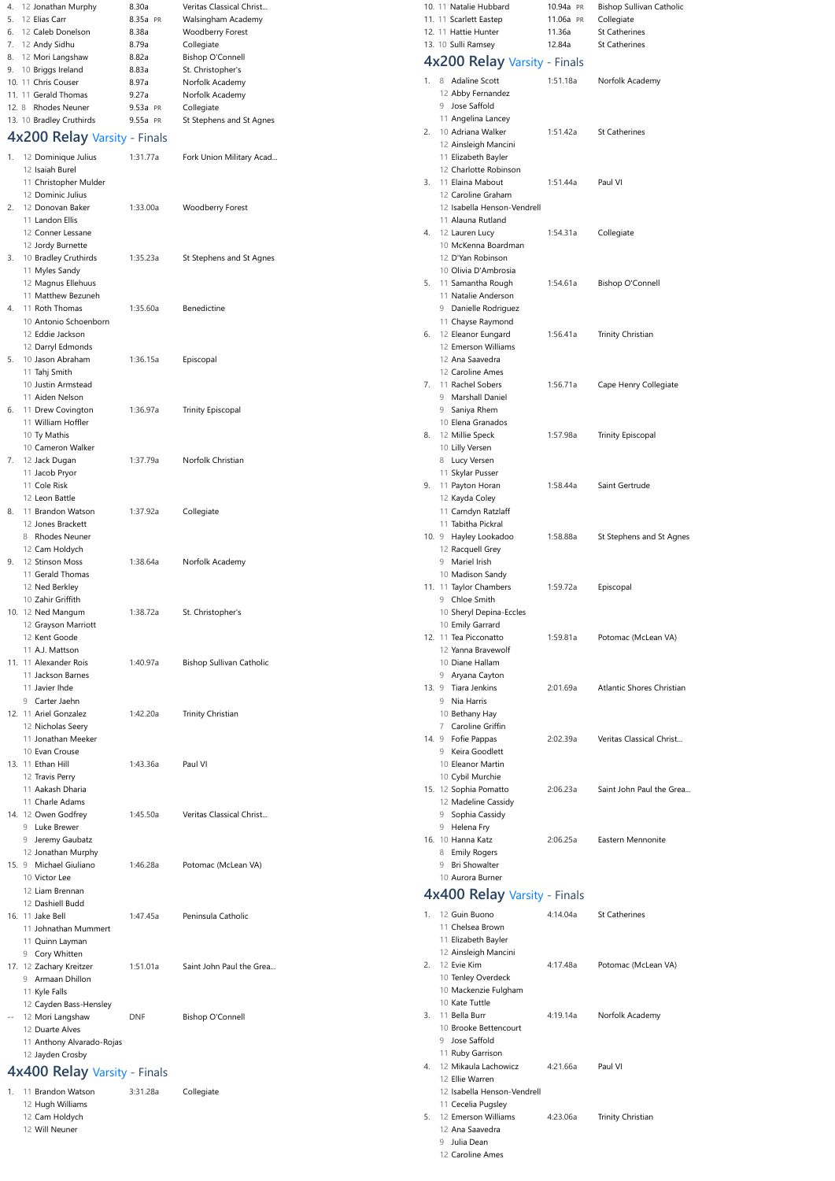| Place | Grade | Name | Time | | School |
|---|---|---|---|---|---|
| 4. | 12 | Jonathan Murphy | 8.30a | | Veritas Classical Christ... |
| 5. | 12 | Elias Carr | 8.35a | PR | Walsingham Academy |
| 6. | 12 | Caleb Donelson | 8.38a | | Woodberry Forest |
| 7. | 12 | Andy Sidhu | 8.79a | | Collegiate |
| 8. | 12 | Mori Langshaw | 8.82a | | Bishop O'Connell |
| 9. | 10 | Briggs Ireland | 8.83a | | St. Christopher's |
| 10. | 11 | Chris Couser | 8.97a | | Norfolk Academy |
| 11. | 11 | Gerald Thomas | 9.27a | | Norfolk Academy |
| 12. | 8 | Rhodes Neuner | 9.53a | PR | Collegiate |
| 13. | 10 | Bradley Cruthirds | 9.55a | PR | St Stephens and St Agnes |

## 4x200 Relay Varsity - Finals

| Place | Athletes | Time | School |
|---|---|---|---|
| 1. | 12 Dominique Julius, 12 Isaiah Burel, 11 Christopher Mulder, 12 Dominic Julius | 1:31.77a | Fork Union Military Acad... |
| 2. | 12 Donovan Baker, 11 Landon Ellis, 12 Conner Lessane, 12 Jordy Burnette | 1:33.00a | Woodberry Forest |
| 3. | 10 Bradley Cruthirds, 11 Myles Sandy, 12 Magnus Ellehuus, 11 Matthew Bezuneh | 1:35.23a | St Stephens and St Agnes |
| 4. | 11 Roth Thomas, 10 Antonio Schoenborn, 12 Eddie Jackson, 12 Darryl Edmonds | 1:35.60a | Benedictine |
| 5. | 10 Jason Abraham, 11 Tahj Smith, 10 Justin Armstead, 11 Aiden Nelson | 1:36.15a | Episcopal |
| 6. | 11 Drew Covington, 11 William Hoffler, 10 Ty Mathis, 10 Cameron Walker | 1:36.97a | Trinity Episcopal |
| 7. | 12 Jack Dugan, 11 Jacob Pryor, 11 Cole Risk, 12 Leon Battle | 1:37.79a | Norfolk Christian |
| 8. | 11 Brandon Watson, 12 Jones Brackett, 8 Rhodes Neuner, 12 Cam Holdych | 1:37.92a | Collegiate |
| 9. | 12 Stinson Moss, 11 Gerald Thomas, 12 Ned Berkley, 10 Zahir Griffith | 1:38.64a | Norfolk Academy |
| 10. | 12 Ned Mangum, 12 Grayson Marriott, 12 Kent Goode, 11 A.J. Mattson | 1:38.72a | St. Christopher's |
| 11. | 11 Alexander Rois, 11 Jackson Barnes, 11 Javier Ihde, 9 Carter Jaehn | 1:40.97a | Bishop Sullivan Catholic |
| 12. | 11 Ariel Gonzalez, 12 Nicholas Seery, 11 Jonathan Meeker, 10 Evan Crouse | 1:42.20a | Trinity Christian |
| 13. | 11 Ethan Hill, 12 Travis Perry, 11 Aakash Dharia, 11 Charle Adams | 1:43.36a | Paul VI |
| 14. | 12 Owen Godfrey, 9 Luke Brewer, 9 Jeremy Gaubatz, 12 Jonathan Murphy | 1:45.50a | Veritas Classical Christ... |
| 15. | 9 Michael Giuliano, 10 Victor Lee, 12 Liam Brennan, 12 Dashiell Budd | 1:46.28a | Potomac (McLean VA) |
| 16. | 11 Jake Bell, 11 Johnathan Mummert, 11 Quinn Layman, 9 Cory Whitten | 1:47.45a | Peninsula Catholic |
| 17. | 12 Zachary Kreitzer, 9 Armaan Dhillon, 11 Kyle Falls, 12 Cayden Bass-Hensley | 1:51.01a | Saint John Paul the Grea... |
| -- | 12 Mori Langshaw, 12 Duarte Alves, 11 Anthony Alvarado-Rojas, 12 Jayden Crosby | DNF | Bishop O'Connell |

## 4x400 Relay Varsity - Finals

| Place | Athletes | Time | School |
|---|---|---|---|
| 1. | 11 Brandon Watson, 12 Hugh Williams, 12 Cam Holdych, 12 Will Neuner | 3:31.28a | Collegiate |

| Place | Grade | Name | Time | | School |
|---|---|---|---|---|---|
| 10. | 11 | Natalie Hubbard | 10.94a | PR | Bishop Sullivan Catholic |
| 11. | 11 | Scarlett Eastep | 11.06a | PR | Collegiate |
| 12. | 11 | Hattie Hunter | 11.36a | | St Catherines |
| 13. | 10 | Sulli Ramsey | 12.84a | | St Catherines |

## 4x200 Relay Varsity - Finals

| Place | Athletes | Time | School |
|---|---|---|---|
| 1. | 8 Adaline Scott, 12 Abby Fernandez, 9 Jose Saffold, 11 Angelina Lancey | 1:51.18a | Norfolk Academy |
| 2. | 10 Adriana Walker, 12 Ainsleigh Mancini, 11 Elizabeth Bayler, 12 Charlotte Robinson | 1:51.42a | St Catherines |
| 3. | 11 Elaina Mabout, 12 Caroline Graham, 12 Isabella Henson-Vendrell, 11 Alauna Rutland | 1:51.44a | Paul VI |
| 4. | 12 Lauren Lucy, 10 McKenna Boardman, 12 D'Yan Robinson, 10 Olivia D'Ambrosia | 1:54.31a | Collegiate |
| 5. | 11 Samantha Rough, 11 Natalie Anderson, 9 Danielle Rodriguez, 11 Chayse Raymond | 1:54.61a | Bishop O'Connell |
| 6. | 12 Eleanor Eungard, 12 Emerson Williams, 12 Ana Saavedra, 12 Caroline Ames | 1:56.41a | Trinity Christian |
| 7. | 11 Rachel Sobers, 9 Marshall Daniel, 9 Saniya Rhem, 10 Elena Granados | 1:56.71a | Cape Henry Collegiate |
| 8. | 12 Millie Speck, 10 Lilly Versen, 8 Lucy Versen, 11 Skylar Pusser | 1:57.98a | Trinity Episcopal |
| 9. | 11 Payton Horan, 12 Kayda Coley, 11 Camdyn Ratzlaff, 11 Tabitha Pickral | 1:58.44a | Saint Gertrude |
| 10. | 9 Hayley Lookadoo, 12 Racquell Grey, 9 Mariel Irish, 10 Madison Sandy | 1:58.88a | St Stephens and St Agnes |
| 11. | 11 Taylor Chambers, 9 Chloe Smith, 10 Sheryl Depina-Eccles, 10 Emily Garrard | 1:59.72a | Episcopal |
| 12. | 11 Tea Picconatto, 12 Yanna Bravewolf, 10 Diane Hallam, 9 Aryana Cayton | 1:59.81a | Potomac (McLean VA) |
| 13. | 9 Tiara Jenkins, 9 Nia Harris, 10 Bethany Hay, 7 Caroline Griffin | 2:01.69a | Atlantic Shores Christian |
| 14. | 9 Fofie Pappas, 9 Keira Goodlett, 10 Eleanor Martin, 10 Cybil Murchie | 2:02.39a | Veritas Classical Christ... |
| 15. | 12 Sophia Pomatto, 12 Madeline Cassidy, 9 Sophia Cassidy, 9 Helena Fry | 2:06.23a | Saint John Paul the Grea... |
| 16. | 10 Hanna Katz, 8 Emily Rogers, 9 Bri Showalter, 10 Aurora Burner | 2:06.25a | Eastern Mennonite |

## 4x400 Relay Varsity - Finals

| Place | Athletes | Time | School |
|---|---|---|---|
| 1. | 12 Guin Buono, 11 Chelsea Brown, 11 Elizabeth Bayler, 12 Ainsleigh Mancini | 4:14.04a | St Catherines |
| 2. | 12 Evie Kim, 10 Tenley Overdeck, 10 Mackenzie Fulgham, 10 Kate Tuttle | 4:17.48a | Potomac (McLean VA) |
| 3. | 11 Bella Burr, 10 Brooke Bettencourt, 9 Jose Saffold, 11 Ruby Garrison | 4:19.14a | Norfolk Academy |
| 4. | 12 Mikaula Lachowicz, 12 Ellie Warren, 12 Isabella Henson-Vendrell, 11 Cecelia Pugsley | 4:21.66a | Paul VI |
| 5. | 12 Emerson Williams, 12 Ana Saavedra, 9 Julia Dean, 12 Caroline Ames | 4:23.06a | Trinity Christian |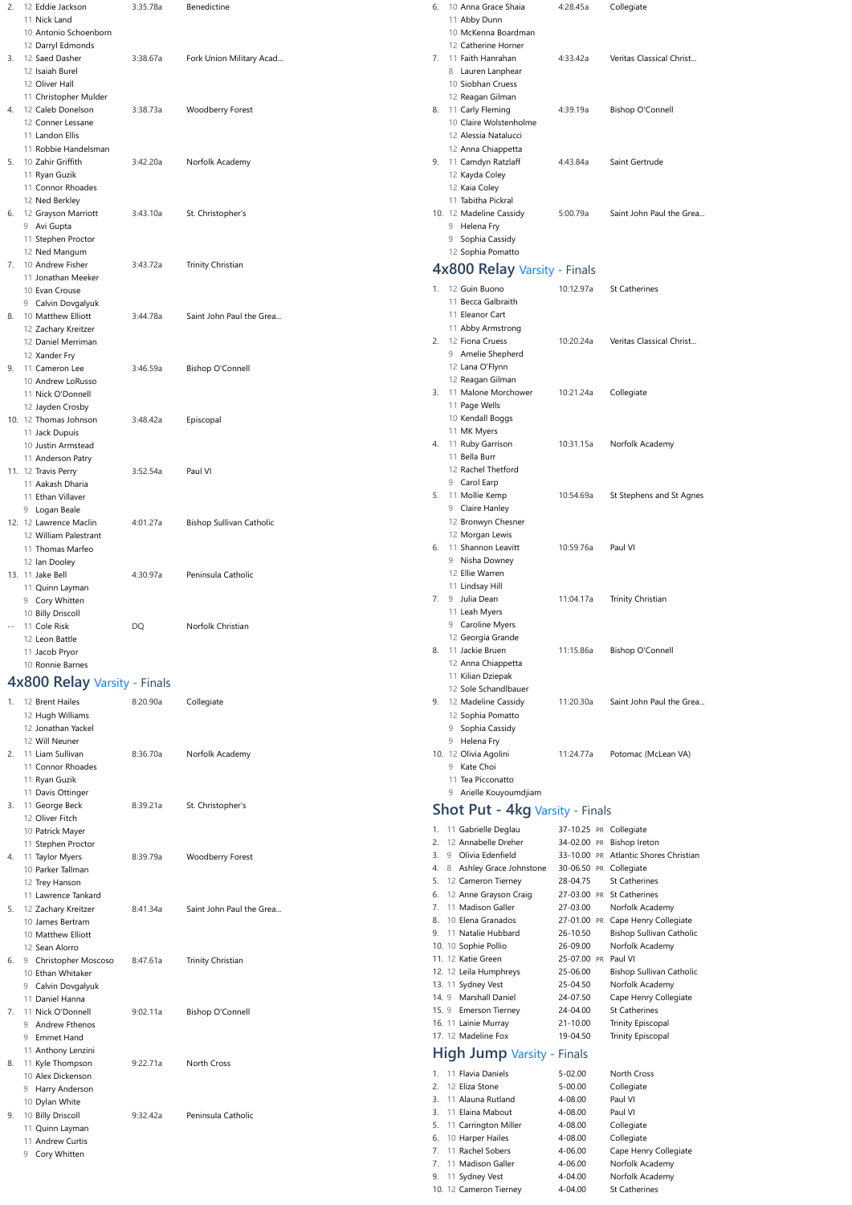| Place | Grade | Name | Time | School |
|---|---|---|---|---|
| 2. | 12 | Eddie Jackson | 3:35.78a | Benedictine |
| | 11 | Nick Land | | |
| | 10 | Antonio Schoenborn | | |
| | 12 | Darryl Edmonds | | |
| 3. | 12 | Saed Dasher | 3:38.67a | Fork Union Military Acad... |
| | 12 | Isaiah Burel | | |
| | 12 | Oliver Hall | | |
| | 11 | Christopher Mulder | | |
| 4. | 12 | Caleb Donelson | 3:38.73a | Woodberry Forest |
| | 12 | Conner Lessane | | |
| | 11 | Landon Ellis | | |
| | 11 | Robbie Handelsman | | |
| 5. | 10 | Zahir Griffith | 3:42.20a | Norfolk Academy |
| | 11 | Ryan Guzik | | |
| | 11 | Connor Rhoades | | |
| | 12 | Ned Berkley | | |
| 6. | 12 | Grayson Marriott | 3:43.10a | St. Christopher's |
| | 9 | Avi Gupta | | |
| | 11 | Stephen Proctor | | |
| | 12 | Ned Mangum | | |
| 7. | 10 | Andrew Fisher | 3:43.72a | Trinity Christian |
| | 11 | Jonathan Meeker | | |
| | 10 | Evan Crouse | | |
| | 9 | Calvin Dovgalyuk | | |
| 8. | 10 | Matthew Elliott | 3:44.78a | Saint John Paul the Grea... |
| | 12 | Zachary Kreitzer | | |
| | 12 | Daniel Merriman | | |
| | 12 | Xander Fry | | |
| 9. | 11 | Cameron Lee | 3:46.59a | Bishop O'Connell |
| | 10 | Andrew LoRusso | | |
| | 11 | Nick O'Donnell | | |
| | 12 | Jayden Crosby | | |
| 10. | 12 | Thomas Johnson | 3:48.42a | Episcopal |
| | 11 | Jack Dupuis | | |
| | 10 | Justin Armstead | | |
| | 11 | Anderson Patry | | |
| 11. | 12 | Travis Perry | 3:52.54a | Paul VI |
| | 11 | Aakash Dharia | | |
| | 11 | Ethan Villaver | | |
| | 9 | Logan Beale | | |
| 12. | 12 | Lawrence Maclin | 4:01.27a | Bishop Sullivan Catholic |
| | 12 | William Palestrant | | |
| | 11 | Thomas Marfeo | | |
| | 12 | Ian Dooley | | |
| 13. | 11 | Jake Bell | 4:30.97a | Peninsula Catholic |
| | 11 | Quinn Layman | | |
| | 9 | Cory Whitten | | |
| | 10 | Billy Driscoll | | |
| -- | 11 | Cole Risk | DQ | Norfolk Christian |
| | 12 | Leon Battle | | |
| | 11 | Jacob Pryor | | |
| | 10 | Ronnie Barnes | | |

## 4x800 Relay Varsity - Finals

| Place | Grade | Name | Time | School |
|---|---|---|---|---|
| 1. | 12 | Brent Hailes | 8:20.90a | Collegiate |
| | 12 | Hugh Williams | | |
| | 12 | Jonathan Yackel | | |
| | 12 | Will Neuner | | |
| 2. | 11 | Liam Sullivan | 8:36.70a | Norfolk Academy |
| | 11 | Connor Rhoades | | |
| | 11 | Ryan Guzik | | |
| | 11 | Davis Ottinger | | |
| 3. | 11 | George Beck | 8:39.21a | St. Christopher's |
| | 12 | Oliver Fitch | | |
| | 10 | Patrick Mayer | | |
| | 11 | Stephen Proctor | | |
| 4. | 11 | Taylor Myers | 8:39.79a | Woodberry Forest |
| | 10 | Parker Tallman | | |
| | 12 | Trey Hanson | | |
| | 11 | Lawrence Tankard | | |
| 5. | 12 | Zachary Kreitzer | 8:41.34a | Saint John Paul the Grea... |
| | 10 | James Bertram | | |
| | 10 | Matthew Elliott | | |
| | 12 | Sean Alorro | | |
| 6. | 9 | Christopher Moscoso | 8:47.61a | Trinity Christian |
| | 10 | Ethan Whitaker | | |
| | 9 | Calvin Dovgalyuk | | |
| | 11 | Daniel Hanna | | |
| 7. | 11 | Nick O'Donnell | 9:02.11a | Bishop O'Connell |
| | 9 | Andrew Fthenos | | |
| | 9 | Emmet Hand | | |
| | 11 | Anthony Lenzini | | |
| 8. | 11 | Kyle Thompson | 9:22.71a | North Cross |
| | 10 | Alex Dickenson | | |
| | 9 | Harry Anderson | | |
| | 10 | Dylan White | | |
| 9. | 10 | Billy Driscoll | 9:32.42a | Peninsula Catholic |
| | 11 | Quinn Layman | | |
| | 11 | Andrew Curtis | | |
| | 9 | Cory Whitten | | |

| Place | Grade | Name | Time | School |
|---|---|---|---|---|
| 6. | 10 | Anna Grace Shaia | 4:28.45a | Collegiate |
| | 11 | Abby Dunn | | |
| | 10 | McKenna Boardman | | |
| | 12 | Catherine Horner | | |
| 7. | 11 | Faith Hanrahan | 4:33.42a | Veritas Classical Christ... |
| | 8 | Lauren Lanphear | | |
| | 10 | Siobhan Cruess | | |
| | 12 | Reagan Gilman | | |
| 8. | 11 | Carly Fleming | 4:39.19a | Bishop O'Connell |
| | 10 | Claire Wolstenholme | | |
| | 12 | Alessia Natalucci | | |
| | 12 | Anna Chiappetta | | |
| 9. | 11 | Camdyn Ratzlaff | 4:43.84a | Saint Gertrude |
| | 12 | Kayda Coley | | |
| | 12 | Kaia Coley | | |
| | 11 | Tabitha Pickral | | |
| 10. | 12 | Madeline Cassidy | 5:00.79a | Saint John Paul the Grea... |
| | 9 | Helena Fry | | |
| | 9 | Sophia Cassidy | | |
| | 12 | Sophia Pomatto | | |

## 4x800 Relay Varsity - Finals

| Place | Grade | Name | Time | School |
|---|---|---|---|---|
| 1. | 12 | Guin Buono | 10:12.97a | St Catherines |
| | 11 | Becca Galbraith | | |
| | 11 | Eleanor Cart | | |
| | 11 | Abby Armstrong | | |
| 2. | 12 | Fiona Cruess | 10:20.24a | Veritas Classical Christ... |
| | 9 | Amelie Shepherd | | |
| | 12 | Lana O'Flynn | | |
| | 12 | Reagan Gilman | | |
| 3. | 11 | Malone Morchower | 10:21.24a | Collegiate |
| | 11 | Page Wells | | |
| | 10 | Kendall Boggs | | |
| | 11 | MK Myers | | |
| 4. | 11 | Ruby Garrison | 10:31.15a | Norfolk Academy |
| | 11 | Bella Burr | | |
| | 12 | Rachel Thetford | | |
| | 9 | Carol Earp | | |
| 5. | 11 | Mollie Kemp | 10:54.69a | St Stephens and St Agnes |
| | 9 | Claire Hanley | | |
| | 12 | Bronwyn Chesner | | |
| | 12 | Morgan Lewis | | |
| 6. | 11 | Shannon Leavitt | 10:59.76a | Paul VI |
| | 9 | Nisha Downey | | |
| | 12 | Ellie Warren | | |
| | 11 | Lindsay Hill | | |
| 7. | 9 | Julia Dean | 11:04.17a | Trinity Christian |
| | 11 | Leah Myers | | |
| | 9 | Caroline Myers | | |
| | 12 | Georgia Grande | | |
| 8. | 11 | Jackie Bruen | 11:15.86a | Bishop O'Connell |
| | 12 | Anna Chiappetta | | |
| | 11 | Kilian Dziepak | | |
| | 12 | Sole Schandlbauer | | |
| 9. | 12 | Madeline Cassidy | 11:20.30a | Saint John Paul the Grea... |
| | 12 | Sophia Pomatto | | |
| | 9 | Sophia Cassidy | | |
| | 9 | Helena Fry | | |
| 10. | 12 | Olivia Agolini | 11:24.77a | Potomac (McLean VA) |
| | 9 | Kate Choi | | |
| | 11 | Tea Picconatto | | |
| | 9 | Arielle Kouyoumdjiam | | |

## Shot Put - 4kg Varsity - Finals

| Place | Grade | Name | Mark | | School |
|---|---|---|---|---|---|
| 1. | 11 | Gabrielle Deglau | 37-10.25 | PR | Collegiate |
| 2. | 12 | Annabelle Dreher | 34-02.00 | PR | Bishop Ireton |
| 3. | 9 | Olivia Edenfield | 33-10.00 | PR | Atlantic Shores Christian |
| 4. | 8 | Ashley Grace Johnstone | 30-06.50 | PR | Collegiate |
| 5. | 12 | Cameron Tierney | 28-04.75 | | St Catherines |
| 6. | 12 | Anne Grayson Craig | 27-03.00 | PR | St Catherines |
| 7. | 11 | Madison Galler | 27-03.00 | | Norfolk Academy |
| 8. | 10 | Elena Granados | 27-01.00 | PR | Cape Henry Collegiate |
| 9. | 11 | Natalie Hubbard | 26-10.50 | | Bishop Sullivan Catholic |
| 10. | 10 | Sophie Pollio | 26-09.00 | | Norfolk Academy |
| 11. | 12 | Katie Green | 25-07.00 | PR | Paul VI |
| 12. | 12 | Leila Humphreys | 25-06.00 | | Bishop Sullivan Catholic |
| 13. | 11 | Sydney Vest | 25-04.50 | | Norfolk Academy |
| 14. | 9 | Marshall Daniel | 24-07.50 | | Cape Henry Collegiate |
| 15. | 9 | Emerson Tierney | 24-04.00 | | St Catherines |
| 16. | 11 | Lainie Murray | 21-10.00 | | Trinity Episcopal |
| 17. | 12 | Madeline Fox | 19-04.50 | | Trinity Episcopal |

## High Jump Varsity - Finals

| Place | Grade | Name | Mark | School |
|---|---|---|---|---|
| 1. | 11 | Flavia Daniels | 5-02.00 | North Cross |
| 2. | 12 | Eliza Stone | 5-00.00 | Collegiate |
| 3. | 11 | Alauna Rutland | 4-08.00 | Paul VI |
| 3. | 11 | Elaina Mabout | 4-08.00 | Paul VI |
| 5. | 11 | Carrington Miller | 4-08.00 | Collegiate |
| 6. | 10 | Harper Hailes | 4-08.00 | Collegiate |
| 7. | 11 | Rachel Sobers | 4-06.00 | Cape Henry Collegiate |
| 7. | 11 | Madison Galler | 4-06.00 | Norfolk Academy |
| 9. | 11 | Sydney Vest | 4-04.00 | Norfolk Academy |
| 10. | 12 | Cameron Tierney | 4-04.00 | St Catherines |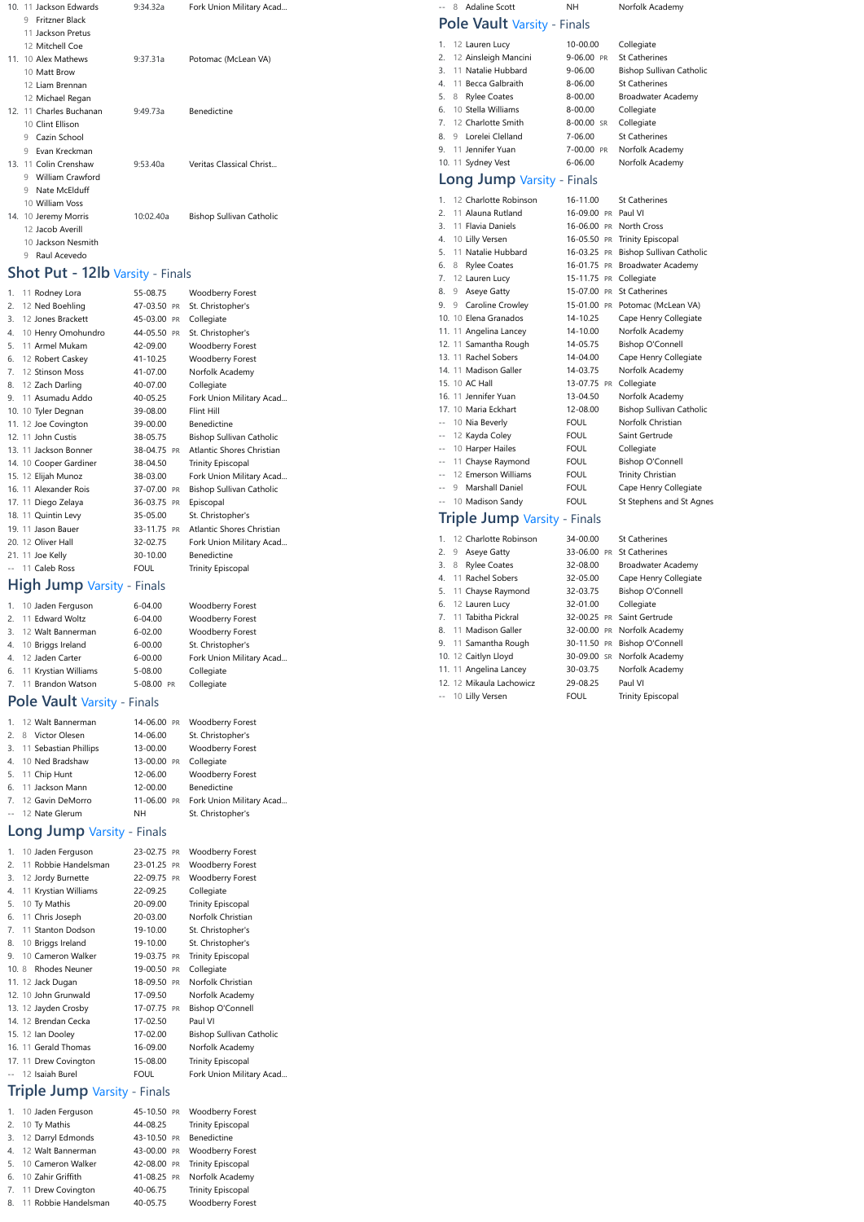| Place | Grade | Name | Time | | School |
|---|---|---|---|---|---|
| 10. | 11 | Jackson Edwards | 9:34.32a | | Fork Union Military Acad... |
| | 9 | Fritzner Black | | | |
| | 11 | Jackson Pretus | | | |
| | 12 | Mitchell Coe | | | |
| 11. | 10 | Alex Mathews | 9:37.31a | | Potomac (McLean VA) |
| | 10 | Matt Brow | | | |
| | 12 | Liam Brennan | | | |
| | 12 | Michael Regan | | | |
| 12. | 11 | Charles Buchanan | 9:49.73a | | Benedictine |
| | 10 | Clint Ellison | | | |
| | 9 | Cazin School | | | |
| | 9 | Evan Kreckman | | | |
| 13. | 11 | Colin Crenshaw | 9:53.40a | | Veritas Classical Christ... |
| | 9 | William Crawford | | | |
| | 9 | Nate McElduff | | | |
| | 10 | William Voss | | | |
| 14. | 10 | Jeremy Morris | 10:02.40a | | Bishop Sullivan Catholic |
| | 12 | Jacob Averill | | | |
| | 10 | Jackson Nesmith | | | |
| | 9 | Raul Acevedo | | | |

## Shot Put - 12lb Varsity - Finals

| Place | Grade | Name | Mark | | School |
|---|---|---|---|---|---|
| 1. | 11 | Rodney Lora | 55-08.75 | | Woodberry Forest |
| 2. | 12 | Ned Boehling | 47-03.50 | PR | St. Christopher's |
| 3. | 12 | Jones Brackett | 45-03.00 | PR | Collegiate |
| 4. | 10 | Henry Omohundro | 44-05.50 | PR | St. Christopher's |
| 5. | 11 | Armel Mukam | 42-09.00 | | Woodberry Forest |
| 6. | 12 | Robert Caskey | 41-10.25 | | Woodberry Forest |
| 7. | 12 | Stinson Moss | 41-07.00 | | Norfolk Academy |
| 8. | 12 | Zach Darling | 40-07.00 | | Collegiate |
| 9. | 11 | Asumadu Addo | 40-05.25 | | Fork Union Military Acad... |
| 10. | 10 | Tyler Degnan | 39-08.00 | | Flint Hill |
| 11. | 12 | Joe Covington | 39-00.00 | | Benedictine |
| 12. | 11 | John Custis | 38-05.75 | | Bishop Sullivan Catholic |
| 13. | 11 | Jackson Bonner | 38-04.75 | PR | Atlantic Shores Christian |
| 14. | 10 | Cooper Gardiner | 38-04.50 | | Trinity Episcopal |
| 15. | 12 | Elijah Munoz | 38-03.00 | | Fork Union Military Acad... |
| 16. | 11 | Alexander Rois | 37-07.00 | PR | Bishop Sullivan Catholic |
| 17. | 11 | Diego Zelaya | 36-03.75 | PR | Episcopal |
| 18. | 11 | Quintin Levy | 35-05.00 | | St. Christopher's |
| 19. | 11 | Jason Bauer | 33-11.75 | PR | Atlantic Shores Christian |
| 20. | 12 | Oliver Hall | 32-02.75 | | Fork Union Military Acad... |
| 21. | 11 | Joe Kelly | 30-10.00 | | Benedictine |
| -- | 11 | Caleb Ross | FOUL | | Trinity Episcopal |

## High Jump Varsity - Finals

| Place | Grade | Name | Mark | | School |
|---|---|---|---|---|---|
| 1. | 10 | Jaden Ferguson | 6-04.00 | | Woodberry Forest |
| 2. | 11 | Edward Woltz | 6-04.00 | | Woodberry Forest |
| 3. | 12 | Walt Bannerman | 6-02.00 | | Woodberry Forest |
| 4. | 10 | Briggs Ireland | 6-00.00 | | St. Christopher's |
| 4. | 12 | Jaden Carter | 6-00.00 | | Fork Union Military Acad... |
| 6. | 11 | Krystian Williams | 5-08.00 | | Collegiate |
| 7. | 11 | Brandon Watson | 5-08.00 | PR | Collegiate |

## Pole Vault Varsity - Finals

| Place | Grade | Name | Mark | | School |
|---|---|---|---|---|---|
| 1. | 12 | Walt Bannerman | 14-06.00 | PR | Woodberry Forest |
| 2. | 8 | Victor Olesen | 14-06.00 | | St. Christopher's |
| 3. | 11 | Sebastian Phillips | 13-00.00 | | Woodberry Forest |
| 4. | 10 | Ned Bradshaw | 13-00.00 | PR | Collegiate |
| 5. | 11 | Chip Hunt | 12-06.00 | | Woodberry Forest |
| 6. | 11 | Jackson Mann | 12-00.00 | | Benedictine |
| 7. | 12 | Gavin DeMorro | 11-06.00 | PR | Fork Union Military Acad... |
| -- | 12 | Nate Glerum | NH | | St. Christopher's |

## Long Jump Varsity - Finals

| Place | Grade | Name | Mark | | School |
|---|---|---|---|---|---|
| 1. | 10 | Jaden Ferguson | 23-02.75 | PR | Woodberry Forest |
| 2. | 11 | Robbie Handelsman | 23-01.25 | PR | Woodberry Forest |
| 3. | 12 | Jordy Burnette | 22-09.75 | PR | Woodberry Forest |
| 4. | 11 | Krystian Williams | 22-09.25 | | Collegiate |
| 5. | 10 | Ty Mathis | 20-09.00 | | Trinity Episcopal |
| 6. | 11 | Chris Joseph | 20-03.00 | | Norfolk Christian |
| 7. | 11 | Stanton Dodson | 19-10.00 | | St. Christopher's |
| 8. | 10 | Briggs Ireland | 19-10.00 | | St. Christopher's |
| 9. | 10 | Cameron Walker | 19-03.75 | PR | Trinity Episcopal |
| 10. | 8 | Rhodes Neuner | 19-00.50 | PR | Collegiate |
| 11. | 12 | Jack Dugan | 18-09.50 | PR | Norfolk Christian |
| 12. | 10 | John Grunwald | 17-09.50 | | Norfolk Academy |
| 13. | 12 | Jayden Crosby | 17-07.75 | PR | Bishop O'Connell |
| 14. | 12 | Brendan Cecka | 17-02.50 | | Paul VI |
| 15. | 12 | Ian Dooley | 17-02.00 | | Bishop Sullivan Catholic |
| 16. | 11 | Gerald Thomas | 16-09.00 | | Norfolk Academy |
| 17. | 11 | Drew Covington | 15-08.00 | | Trinity Episcopal |
| -- | 12 | Isaiah Burel | FOUL | | Fork Union Military Acad... |

## Triple Jump Varsity - Finals

| Place | Grade | Name | Mark | | School |
|---|---|---|---|---|---|
| 1. | 10 | Jaden Ferguson | 45-10.50 | PR | Woodberry Forest |
| 2. | 10 | Ty Mathis | 44-08.25 | | Trinity Episcopal |
| 3. | 12 | Darryl Edmonds | 43-10.50 | PR | Benedictine |
| 4. | 12 | Walt Bannerman | 43-00.00 | PR | Woodberry Forest |
| 5. | 10 | Cameron Walker | 42-08.00 | PR | Trinity Episcopal |
| 6. | 10 | Zahir Griffith | 41-08.25 | PR | Norfolk Academy |
| 7. | 11 | Drew Covington | 40-06.75 | | Trinity Episcopal |
| 8. | 11 | Robbie Handelsman | 40-05.75 | | Woodberry Forest |

| Place | Grade | Name | Mark | | School |
|---|---|---|---|---|---|
| -- | 8 | Adaline Scott | NH | | Norfolk Academy |

## Pole Vault Varsity - Finals

| Place | Grade | Name | Mark | | School |
|---|---|---|---|---|---|
| 1. | 12 | Lauren Lucy | 10-00.00 | | Collegiate |
| 2. | 12 | Ainsleigh Mancini | 9-06.00 | PR | St Catherines |
| 3. | 11 | Natalie Hubbard | 9-06.00 | | Bishop Sullivan Catholic |
| 4. | 11 | Becca Galbraith | 8-06.00 | | St Catherines |
| 5. | 8 | Rylee Coates | 8-00.00 | | Broadwater Academy |
| 6. | 10 | Stella Williams | 8-00.00 | | Collegiate |
| 7. | 12 | Charlotte Smith | 8-00.00 | SR | Collegiate |
| 8. | 9 | Lorelei Clelland | 7-06.00 | | St Catherines |
| 9. | 11 | Jennifer Yuan | 7-00.00 | PR | Norfolk Academy |
| 10. | 11 | Sydney Vest | 6-06.00 | | Norfolk Academy |

## Long Jump Varsity - Finals

| Place | Grade | Name | Mark | | School |
|---|---|---|---|---|---|
| 1. | 12 | Charlotte Robinson | 16-11.00 | | St Catherines |
| 2. | 11 | Alauna Rutland | 16-09.00 | PR | Paul VI |
| 3. | 11 | Flavia Daniels | 16-06.00 | PR | North Cross |
| 4. | 10 | Lilly Versen | 16-05.50 | PR | Trinity Episcopal |
| 5. | 11 | Natalie Hubbard | 16-03.25 | PR | Bishop Sullivan Catholic |
| 6. | 8 | Rylee Coates | 16-01.75 | PR | Broadwater Academy |
| 7. | 12 | Lauren Lucy | 15-11.75 | PR | Collegiate |
| 8. | 9 | Aseye Gatty | 15-07.00 | PR | St Catherines |
| 9. | 9 | Caroline Crowley | 15-01.00 | PR | Potomac (McLean VA) |
| 10. | 10 | Elena Granados | 14-10.25 | | Cape Henry Collegiate |
| 11. | 11 | Angelina Lancey | 14-10.00 | | Norfolk Academy |
| 12. | 11 | Samantha Rough | 14-05.75 | | Bishop O'Connell |
| 13. | 11 | Rachel Sobers | 14-04.00 | | Cape Henry Collegiate |
| 14. | 11 | Madison Galler | 14-03.75 | | Norfolk Academy |
| 15. | 10 | AC Hall | 13-07.75 | PR | Collegiate |
| 16. | 11 | Jennifer Yuan | 13-04.50 | | Norfolk Academy |
| 17. | 10 | Maria Eckhart | 12-08.00 | | Bishop Sullivan Catholic |
| -- | 10 | Nia Beverly | FOUL | | Norfolk Christian |
| -- | 12 | Kayda Coley | FOUL | | Saint Gertrude |
| -- | 10 | Harper Hailes | FOUL | | Collegiate |
| -- | 11 | Chayse Raymond | FOUL | | Bishop O'Connell |
| -- | 12 | Emerson Williams | FOUL | | Trinity Christian |
| -- | 9 | Marshall Daniel | FOUL | | Cape Henry Collegiate |
| -- | 10 | Madison Sandy | FOUL | | St Stephens and St Agnes |

## Triple Jump Varsity - Finals

| Place | Grade | Name | Mark | | School |
|---|---|---|---|---|---|
| 1. | 12 | Charlotte Robinson | 34-00.00 | | St Catherines |
| 2. | 9 | Aseye Gatty | 33-06.00 | PR | St Catherines |
| 3. | 8 | Rylee Coates | 32-08.00 | | Broadwater Academy |
| 4. | 11 | Rachel Sobers | 32-05.00 | | Cape Henry Collegiate |
| 5. | 11 | Chayse Raymond | 32-03.75 | | Bishop O'Connell |
| 6. | 12 | Lauren Lucy | 32-01.00 | | Collegiate |
| 7. | 11 | Tabitha Pickral | 32-00.25 | PR | Saint Gertrude |
| 8. | 11 | Madison Galler | 32-00.00 | PR | Norfolk Academy |
| 9. | 11 | Samantha Rough | 30-11.50 | PR | Bishop O'Connell |
| 10. | 12 | Caitlyn Lloyd | 30-09.00 | SR | Norfolk Academy |
| 11. | 11 | Angelina Lancey | 30-03.75 | | Norfolk Academy |
| 12. | 12 | Mikaula Lachowicz | 29-08.25 | | Paul VI |
| -- | 10 | Lilly Versen | FOUL | | Trinity Episcopal |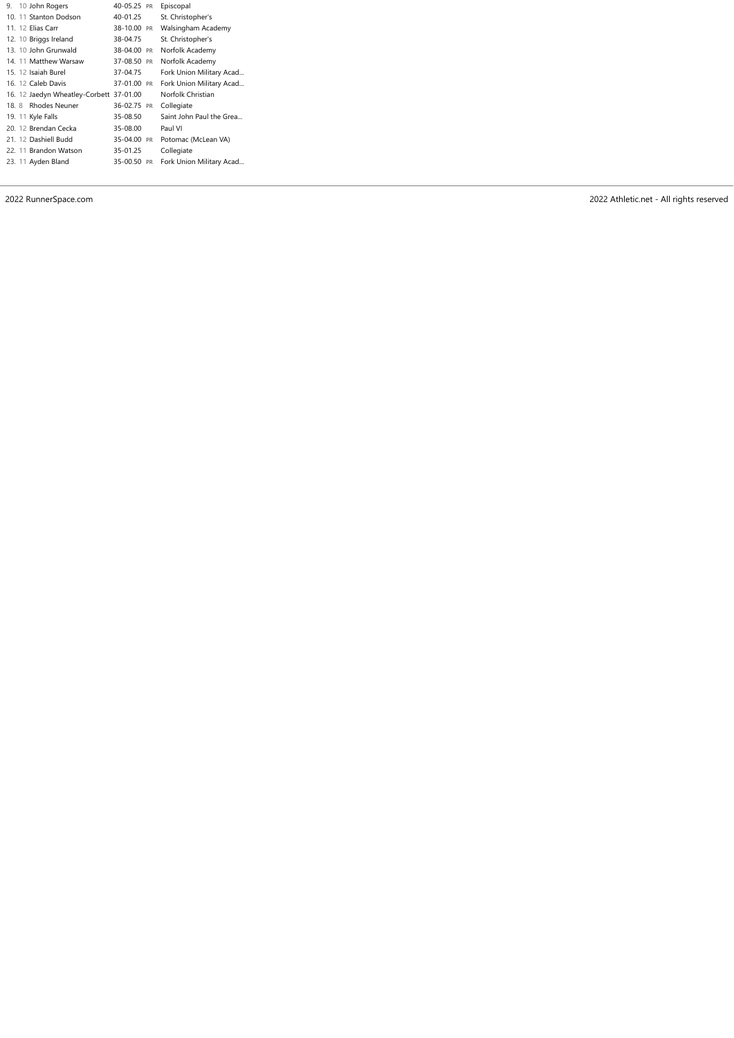| | | | | |
|---|---|---|---|---|
| 9. | 10 John Rogers | 40-05.25 | PR | Episcopal |
| 10. | 11 Stanton Dodson | 40-01.25 | | St. Christopher's |
| 11. | 12 Elias Carr | 38-10.00 | PR | Walsingham Academy |
| 12. | 10 Briggs Ireland | 38-04.75 | | St. Christopher's |
| 13. | 10 John Grunwald | 38-04.00 | PR | Norfolk Academy |
| 14. | 11 Matthew Warsaw | 37-08.50 | PR | Norfolk Academy |
| 15. | 12 Isaiah Burel | 37-04.75 | | Fork Union Military Acad... |
| 16. | 12 Caleb Davis | 37-01.00 | PR | Fork Union Military Acad... |
| 16. | 12 Jaedyn Wheatley-Corbett | 37-01.00 | | Norfolk Christian |
| 18. | 8 Rhodes Neuner | 36-02.75 | PR | Collegiate |
| 19. | 11 Kyle Falls | 35-08.50 | | Saint John Paul the Grea... |
| 20. | 12 Brendan Cecka | 35-08.00 | | Paul VI |
| 21. | 12 Dashiell Budd | 35-04.00 | PR | Potomac (McLean VA) |
| 22. | 11 Brandon Watson | 35-01.25 | | Collegiate |
| 23. | 11 Ayden Bland | 35-00.50 | PR | Fork Union Military Acad... |

2022 RunnerSpace.com

2022 Athletic.net - All rights reserved